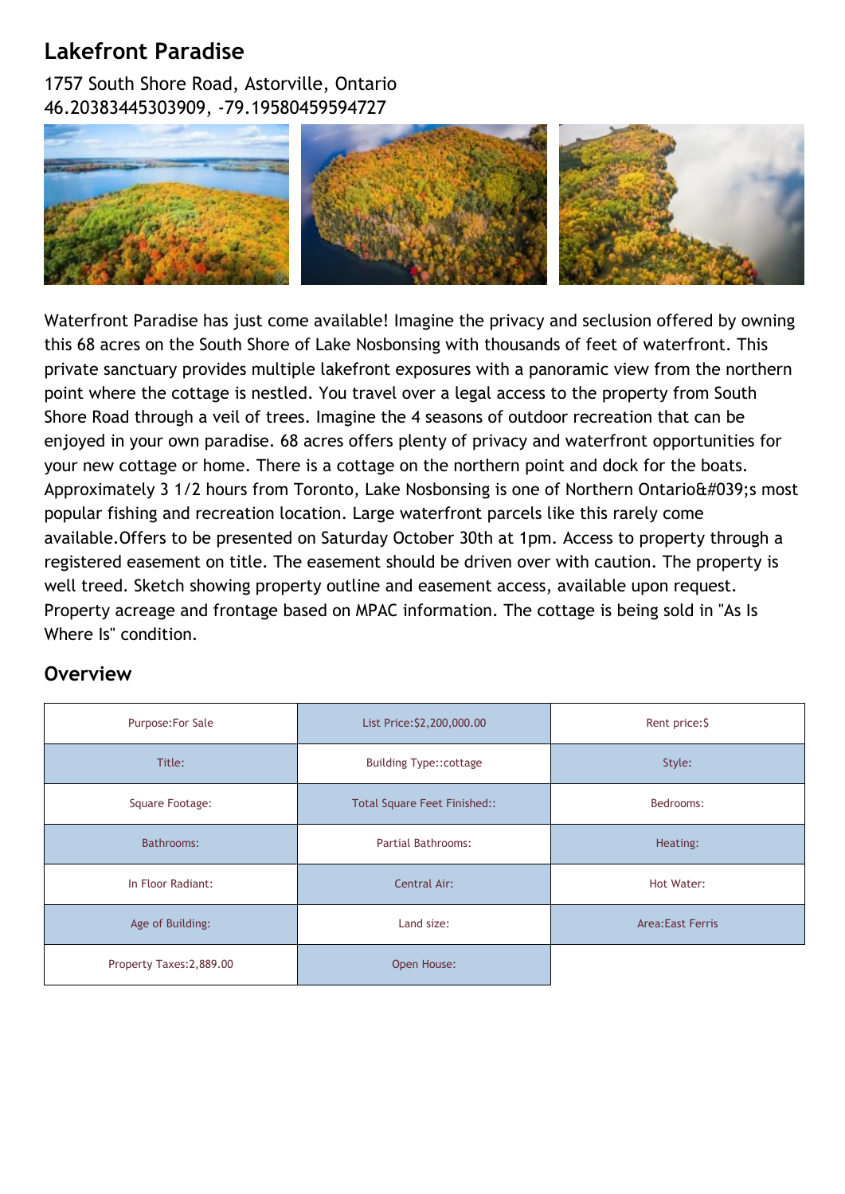# Lakefront Paradise

1757 South Shore Road, Astorville, Ontario
46.20383445303909, -79.19580459594727

Waterfront Paradise has just come available! Imagine the privacy and seclusion offered by owning this 68 acres on the South Shore of Lake Nosbonsing with thousands of feet of waterfront. This private sanctuary provides multiple lakefront exposures with a panoramic view from the northern point where the cottage is nestled. You travel over a legal access to the property from South Shore Road through a veil of trees. Imagine the 4 seasons of outdoor recreation that can be enjoyed in your own paradise. 68 acres offers plenty of privacy and waterfront opportunities for your new cottage or home. There is a cottage on the northern point and dock for the boats. Approximately 3 1/2 hours from Toronto, Lake Nosbonsing is one of Northern Ontario&#039;s most popular fishing and recreation location. Large waterfront parcels like this rarely come available.Offers to be presented on Saturday October 30th at 1pm. Access to property through a registered easement on title. The easement should be driven over with caution. The property is well treed. Sketch showing property outline and easement access, available upon request. Property acreage and frontage based on MPAC information. The cottage is being sold in "As Is Where Is" condition.

## Overview

| | | |
|---|---|---|
| Purpose:For Sale | List Price:$2,200,000.00 | Rent price:$ |
| Title: | Building Type::cottage | Style: |
| Square Footage: | Total Square Feet Finished:: | Bedrooms: |
| Bathrooms: | Partial Bathrooms: | Heating: |
| In Floor Radiant: | Central Air: | Hot Water: |
| Age of Building: | Land size: | Area:East Ferris |
| Property Taxes:2,889.00 | Open House: | |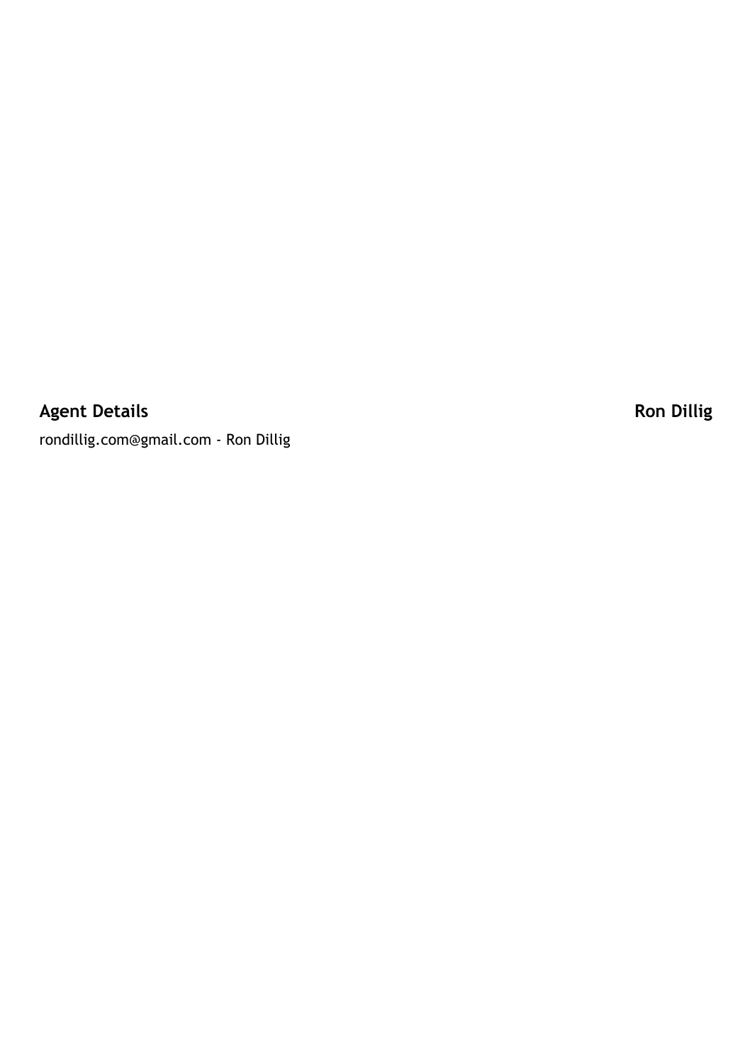**Agent Details** **Ron Dillig**

rondillig.com@gmail.com - Ron Dillig